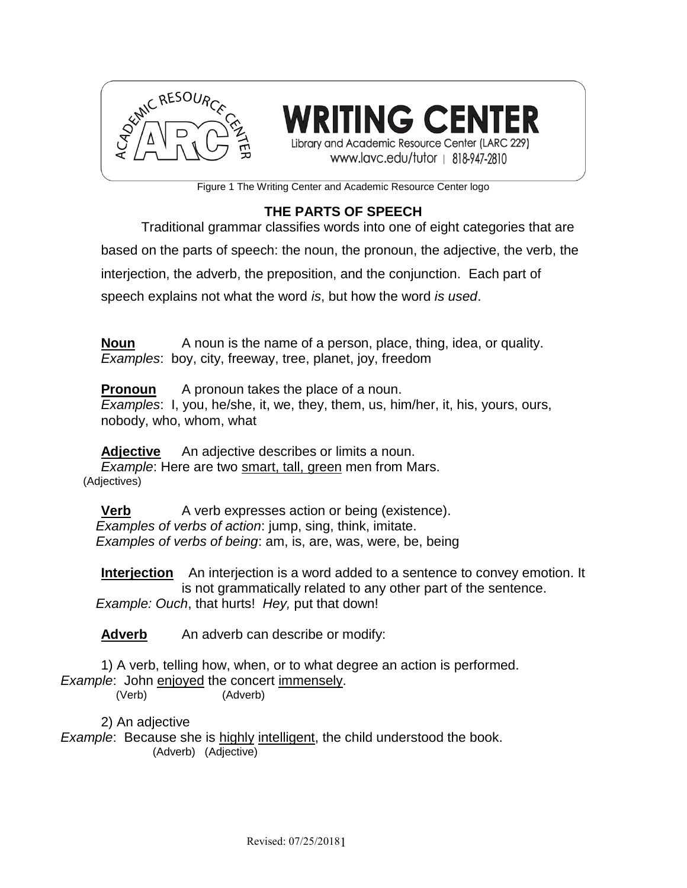WRITING CENTER

Library and Academic Resource Center (LARC 229)
www.lavc.edu/tutor | 818-947-2810

Figure 1 The Writing Center and Academic Resource Center logo

## THE PARTS OF SPEECH

Traditional grammar classifies words into one of eight categories that are based on the parts of speech: the noun, the pronoun, the adjective, the verb, the interjection, the adverb, the preposition, and the conjunction. Each part of speech explains not what the word *is*, but how the word *is used*.

**Noun** A noun is the name of a person, place, thing, idea, or quality.
*Examples*: boy, city, freeway, tree, planet, joy, freedom

**Pronoun** A pronoun takes the place of a noun.
*Examples*: I, you, he/she, it, we, they, them, us, him/her, it, his, yours, ours, nobody, who, whom, what

**Adjective** An adjective describes or limits a noun.
*Example*: Here are two smart, tall, green men from Mars.
(Adjectives)

**Verb** A verb expresses action or being (existence).
*Examples of verbs of action*: jump, sing, think, imitate.
*Examples of verbs of being*: am, is, are, was, were, be, being

**Interjection** An interjection is a word added to a sentence to convey emotion. It is not grammatically related to any other part of the sentence.
*Example: Ouch*, that hurts! *Hey,* put that down!

**Adverb** An adverb can describe or modify:

1) A verb, telling how, when, or to what degree an action is performed.
*Example*: John enjoyed the concert immensely.
(Verb) (Adverb)

2) An adjective
*Example*: Because she is highly intelligent, the child understood the book.
(Adverb) (Adjective)

Revised: 07/25/2018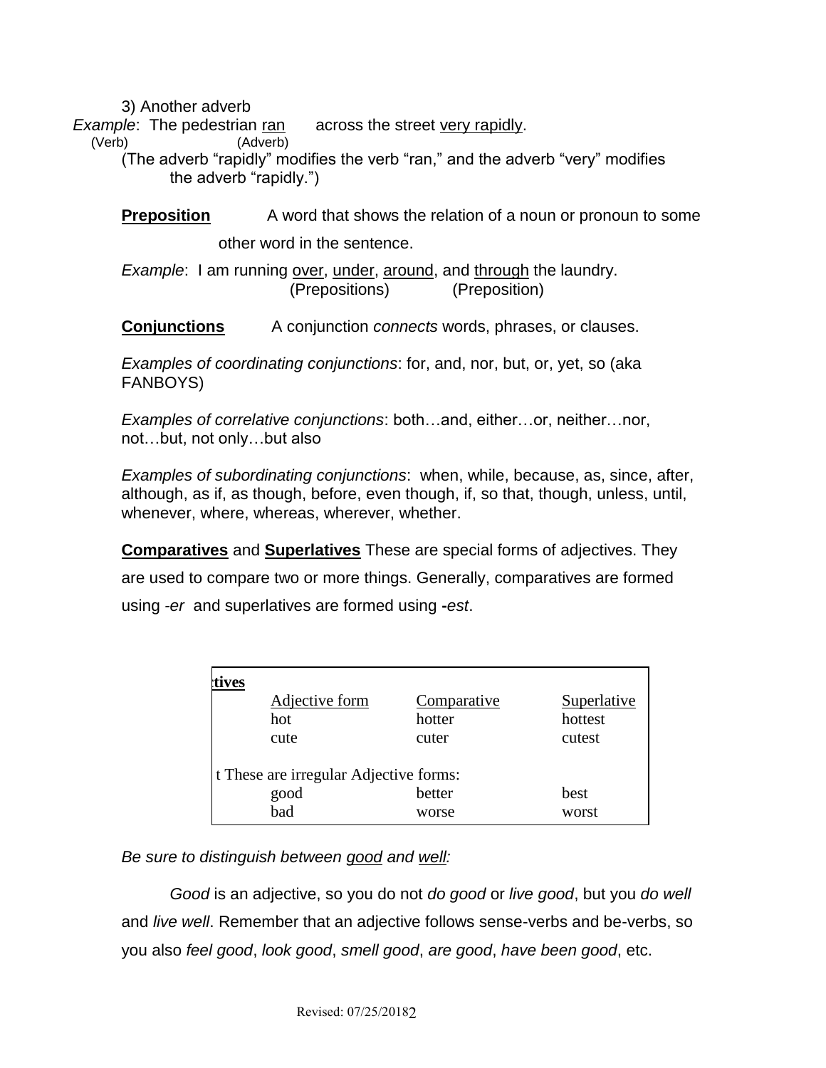3) Another adverb

*Example*: The pedestrian <u>ran</u> across the street <u>very rapidly</u>.
(Verb) (Adverb)

(The adverb "rapidly" modifies the verb "ran," and the adverb "very" modifies the adverb "rapidly.")

**<u>Preposition</u>** A word that shows the relation of a noun or pronoun to some other word in the sentence.

*Example*: I am running <u>over</u>, <u>under</u>, <u>around</u>, and <u>through</u> the laundry.
(Prepositions) (Preposition)

**<u>Conjunctions</u>** A conjunction *connects* words, phrases, or clauses.

*Examples of coordinating conjunctions*: for, and, nor, but, or, yet, so (aka FANBOYS)

*Examples of correlative conjunctions*: both…and, either…or, neither…nor, not…but, not only…but also

*Examples of subordinating conjunctions*: when, while, because, as, since, after, although, as if, as though, before, even though, if, so that, though, unless, until, whenever, where, whereas, wherever, whether.

**<u>Comparatives</u>** and **<u>Superlatives</u>** These are special forms of adjectives. They are used to compare two or more things. Generally, comparatives are formed using *-er* and superlatives are formed using **-***est*.

| tives | | | |
|---|---|---|---|
| | <u>Adjective form</u> | <u>Comparative</u> | <u>Superlative</u> |
| | hot | hotter | hottest |
| | cute | cuter | cutest |
| t These are irregular Adjective forms: | | | |
| | good | better | best |
| | bad | worse | worst |

*Be sure to distinguish between <u>good</u> and <u>well</u>:*

*Good* is an adjective, so you do not *do good* or *live good*, but you *do well* and *live well*. Remember that an adjective follows sense-verbs and be-verbs, so you also *feel good*, *look good*, *smell good*, *are good*, *have been good*, etc.

Revised: 07/25/2018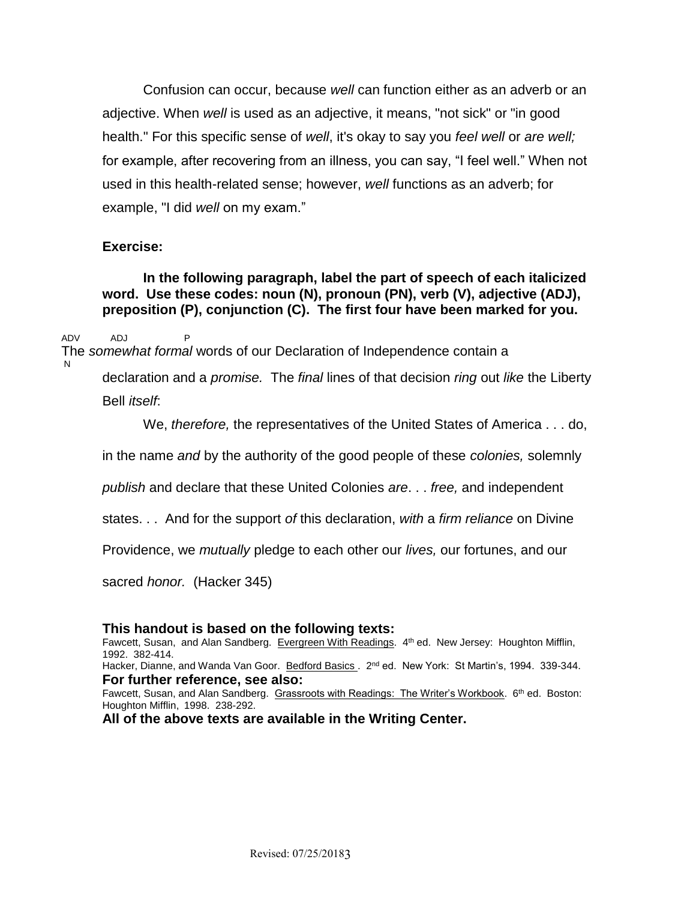Confusion can occur, because *well* can function either as an adverb or an adjective. When *well* is used as an adjective, it means, "not sick" or "in good health." For this specific sense of *well*, it's okay to say you *feel well* or *are well;* for example, after recovering from an illness, you can say, "I feel well." When not used in this health-related sense; however, *well* functions as an adverb; for example, "I did *well* on my exam."

**Exercise:**

**In the following paragraph, label the part of speech of each italicized word. Use these codes: noun (N), pronoun (PN), verb (V), adjective (ADJ), preposition (P), conjunction (C). The first four have been marked for you.**

ADV ADJ P N

The *somewhat formal* words of our Declaration of Independence contain a declaration and a *promise.* The *final* lines of that decision *ring* out *like* the Liberty Bell *itself*:

> We, *therefore,* the representatives of the United States of America . . . do, in the name *and* by the authority of the good people of these *colonies,* solemnly *publish* and declare that these United Colonies *are*. . . *free,* and independent states. . . And for the support *of* this declaration, *with* a *firm reliance* on Divine Providence, we *mutually* pledge to each other our *lives,* our fortunes, and our sacred *honor.* (Hacker 345)

**This handout is based on the following texts:**

Fawcett, Susan, and Alan Sandberg. Evergreen With Readings. 4th ed. New Jersey: Houghton Mifflin, 1992. 382-414.

Hacker, Dianne, and Wanda Van Goor. Bedford Basics . 2nd ed. New York: St Martin's, 1994. 339-344.

**For further reference, see also:**

Fawcett, Susan, and Alan Sandberg. Grassroots with Readings: The Writer's Workbook. 6th ed. Boston: Houghton Mifflin, 1998. 238-292.

**All of the above texts are available in the Writing Center.**

Revised: 07/25/2018